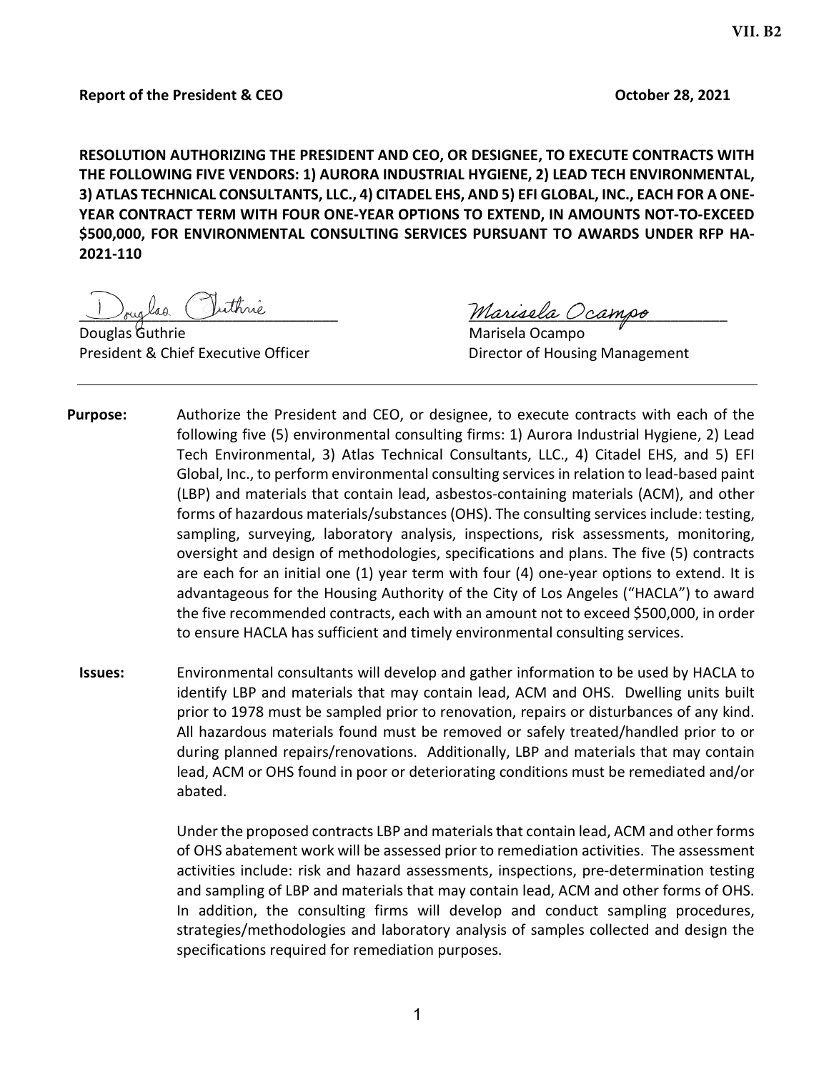VII. B2

**Report of the President & CEO** **October 28, 2021**

**RESOLUTION AUTHORIZING THE PRESIDENT AND CEO, OR DESIGNEE, TO EXECUTE CONTRACTS WITH THE FOLLOWING FIVE VENDORS: 1) AURORA INDUSTRIAL HYGIENE, 2) LEAD TECH ENVIRONMENTAL, 3) ATLAS TECHNICAL CONSULTANTS, LLC., 4) CITADEL EHS, AND 5) EFI GLOBAL, INC., EACH FOR A ONE-YEAR CONTRACT TERM WITH FOUR ONE-YEAR OPTIONS TO EXTEND, IN AMOUNTS NOT-TO-EXCEED $500,000, FOR ENVIRONMENTAL CONSULTING SERVICES PURSUANT TO AWARDS UNDER RFP HA-2021-110**

Douglas Guthrie
President & Chief Executive Officer

Marisela Ocampo
Director of Housing Management

---

**Purpose:** Authorize the President and CEO, or designee, to execute contracts with each of the following five (5) environmental consulting firms: 1) Aurora Industrial Hygiene, 2) Lead Tech Environmental, 3) Atlas Technical Consultants, LLC., 4) Citadel EHS, and 5) EFI Global, Inc., to perform environmental consulting services in relation to lead-based paint (LBP) and materials that contain lead, asbestos-containing materials (ACM), and other forms of hazardous materials/substances (OHS). The consulting services include: testing, sampling, surveying, laboratory analysis, inspections, risk assessments, monitoring, oversight and design of methodologies, specifications and plans. The five (5) contracts are each for an initial one (1) year term with four (4) one-year options to extend. It is advantageous for the Housing Authority of the City of Los Angeles ("HACLA") to award the five recommended contracts, each with an amount not to exceed $500,000, in order to ensure HACLA has sufficient and timely environmental consulting services.

**Issues:** Environmental consultants will develop and gather information to be used by HACLA to identify LBP and materials that may contain lead, ACM and OHS. Dwelling units built prior to 1978 must be sampled prior to renovation, repairs or disturbances of any kind. All hazardous materials found must be removed or safely treated/handled prior to or during planned repairs/renovations. Additionally, LBP and materials that may contain lead, ACM or OHS found in poor or deteriorating conditions must be remediated and/or abated.

Under the proposed contracts LBP and materials that contain lead, ACM and other forms of OHS abatement work will be assessed prior to remediation activities. The assessment activities include: risk and hazard assessments, inspections, pre-determination testing and sampling of LBP and materials that may contain lead, ACM and other forms of OHS. In addition, the consulting firms will develop and conduct sampling procedures, strategies/methodologies and laboratory analysis of samples collected and design the specifications required for remediation purposes.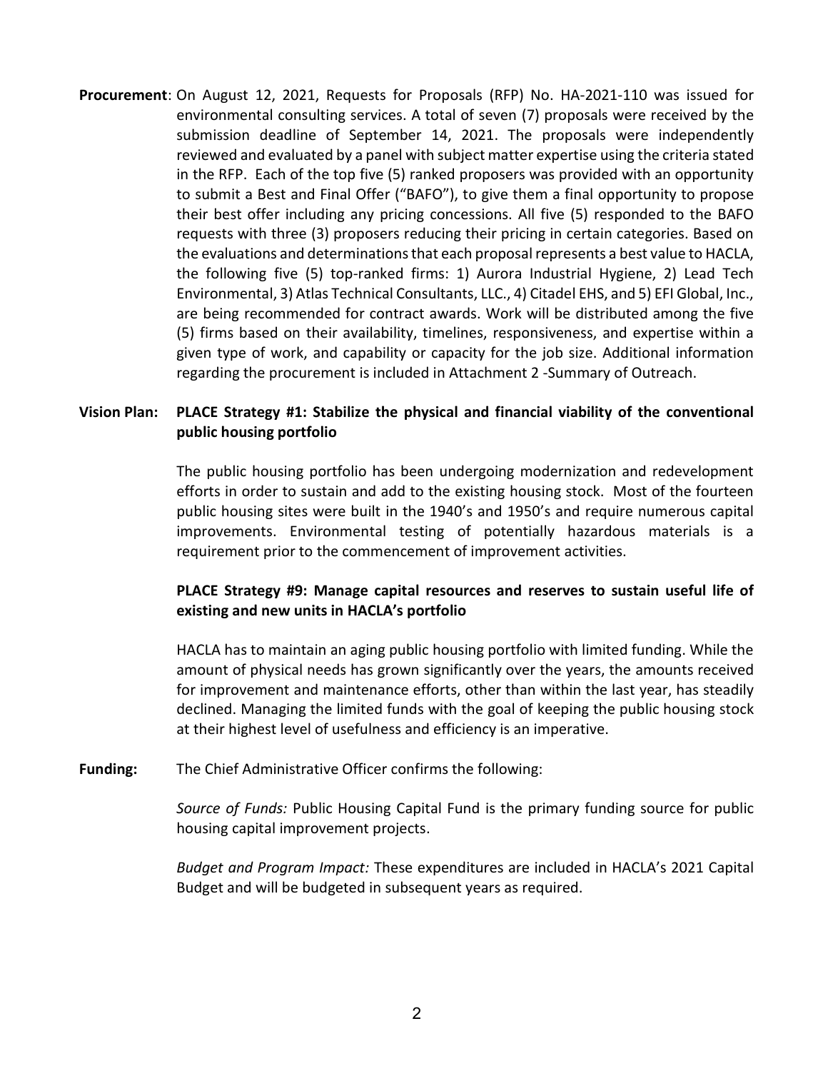**Procurement**: On August 12, 2021, Requests for Proposals (RFP) No. HA-2021-110 was issued for environmental consulting services. A total of seven (7) proposals were received by the submission deadline of September 14, 2021. The proposals were independently reviewed and evaluated by a panel with subject matter expertise using the criteria stated in the RFP. Each of the top five (5) ranked proposers was provided with an opportunity to submit a Best and Final Offer ("BAFO"), to give them a final opportunity to propose their best offer including any pricing concessions. All five (5) responded to the BAFO requests with three (3) proposers reducing their pricing in certain categories. Based on the evaluations and determinations that each proposal represents a best value to HACLA, the following five (5) top-ranked firms: 1) Aurora Industrial Hygiene, 2) Lead Tech Environmental, 3) Atlas Technical Consultants, LLC., 4) Citadel EHS, and 5) EFI Global, Inc., are being recommended for contract awards. Work will be distributed among the five (5) firms based on their availability, timelines, responsiveness, and expertise within a given type of work, and capability or capacity for the job size. Additional information regarding the procurement is included in Attachment 2 -Summary of Outreach.

**Vision Plan: PLACE Strategy #1: Stabilize the physical and financial viability of the conventional public housing portfolio**

The public housing portfolio has been undergoing modernization and redevelopment efforts in order to sustain and add to the existing housing stock. Most of the fourteen public housing sites were built in the 1940's and 1950's and require numerous capital improvements. Environmental testing of potentially hazardous materials is a requirement prior to the commencement of improvement activities.

**PLACE Strategy #9: Manage capital resources and reserves to sustain useful life of existing and new units in HACLA's portfolio**

HACLA has to maintain an aging public housing portfolio with limited funding. While the amount of physical needs has grown significantly over the years, the amounts received for improvement and maintenance efforts, other than within the last year, has steadily declined. Managing the limited funds with the goal of keeping the public housing stock at their highest level of usefulness and efficiency is an imperative.

**Funding:** The Chief Administrative Officer confirms the following:

*Source of Funds:* Public Housing Capital Fund is the primary funding source for public housing capital improvement projects.

*Budget and Program Impact:* These expenditures are included in HACLA's 2021 Capital Budget and will be budgeted in subsequent years as required.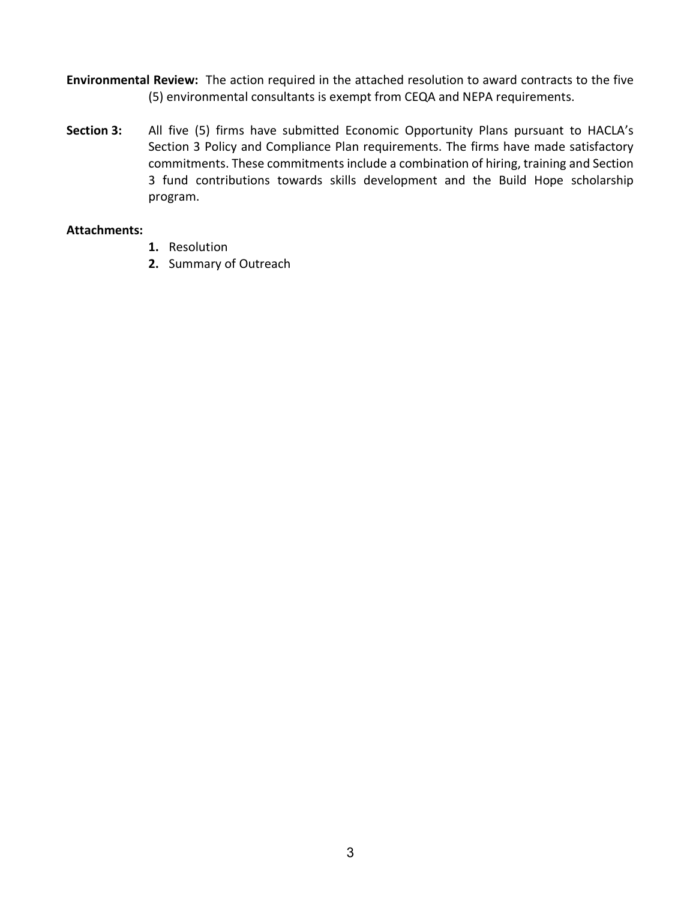**Environmental Review:** The action required in the attached resolution to award contracts to the five (5) environmental consultants is exempt from CEQA and NEPA requirements.

**Section 3:** All five (5) firms have submitted Economic Opportunity Plans pursuant to HACLA's Section 3 Policy and Compliance Plan requirements. The firms have made satisfactory commitments. These commitments include a combination of hiring, training and Section 3 fund contributions towards skills development and the Build Hope scholarship program.

**Attachments:**

1. Resolution
2. Summary of Outreach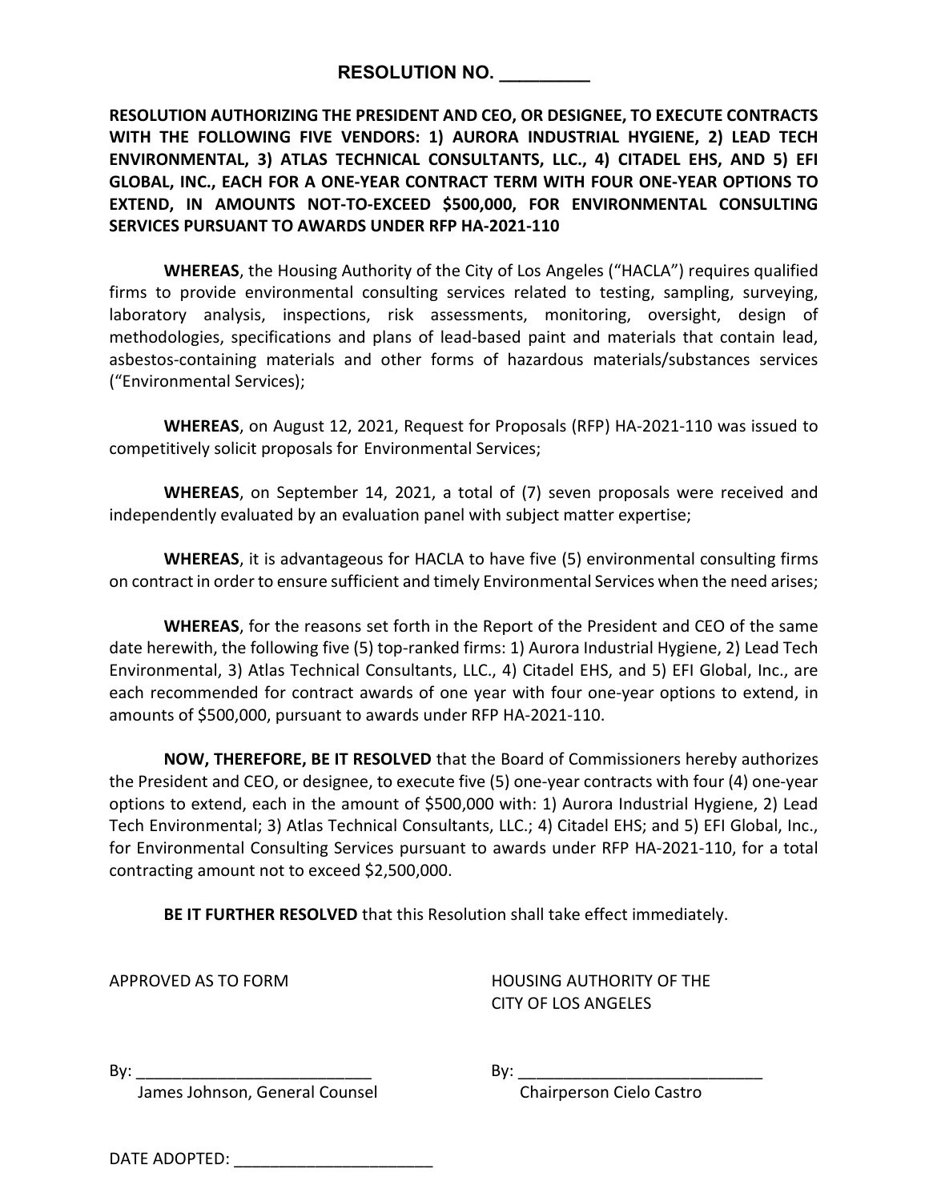# RESOLUTION NO. _________

**RESOLUTION AUTHORIZING THE PRESIDENT AND CEO, OR DESIGNEE, TO EXECUTE CONTRACTS WITH THE FOLLOWING FIVE VENDORS: 1) AURORA INDUSTRIAL HYGIENE, 2) LEAD TECH ENVIRONMENTAL, 3) ATLAS TECHNICAL CONSULTANTS, LLC., 4) CITADEL EHS, AND 5) EFI GLOBAL, INC., EACH FOR A ONE-YEAR CONTRACT TERM WITH FOUR ONE-YEAR OPTIONS TO EXTEND, IN AMOUNTS NOT-TO-EXCEED $500,000, FOR ENVIRONMENTAL CONSULTING SERVICES PURSUANT TO AWARDS UNDER RFP HA-2021-110**

**WHEREAS**, the Housing Authority of the City of Los Angeles ("HACLA") requires qualified firms to provide environmental consulting services related to testing, sampling, surveying, laboratory analysis, inspections, risk assessments, monitoring, oversight, design of methodologies, specifications and plans of lead-based paint and materials that contain lead, asbestos-containing materials and other forms of hazardous materials/substances services ("Environmental Services);

**WHEREAS**, on August 12, 2021, Request for Proposals (RFP) HA-2021-110 was issued to competitively solicit proposals for Environmental Services;

**WHEREAS**, on September 14, 2021, a total of (7) seven proposals were received and independently evaluated by an evaluation panel with subject matter expertise;

**WHEREAS**, it is advantageous for HACLA to have five (5) environmental consulting firms on contract in order to ensure sufficient and timely Environmental Services when the need arises;

**WHEREAS**, for the reasons set forth in the Report of the President and CEO of the same date herewith, the following five (5) top-ranked firms: 1) Aurora Industrial Hygiene, 2) Lead Tech Environmental, 3) Atlas Technical Consultants, LLC., 4) Citadel EHS, and 5) EFI Global, Inc., are each recommended for contract awards of one year with four one-year options to extend, in amounts of $500,000, pursuant to awards under RFP HA-2021-110.

**NOW, THEREFORE, BE IT RESOLVED** that the Board of Commissioners hereby authorizes the President and CEO, or designee, to execute five (5) one-year contracts with four (4) one-year options to extend, each in the amount of $500,000 with: 1) Aurora Industrial Hygiene, 2) Lead Tech Environmental; 3) Atlas Technical Consultants, LLC.; 4) Citadel EHS; and 5) EFI Global, Inc., for Environmental Consulting Services pursuant to awards under RFP HA-2021-110, for a total contracting amount not to exceed $2,500,000.

**BE IT FURTHER RESOLVED** that this Resolution shall take effect immediately.

APPROVED AS TO FORM

By: __________________________
James Johnson, General Counsel

HOUSING AUTHORITY OF THE CITY OF LOS ANGELES

By: ___________________________
Chairperson Cielo Castro

DATE ADOPTED: ______________________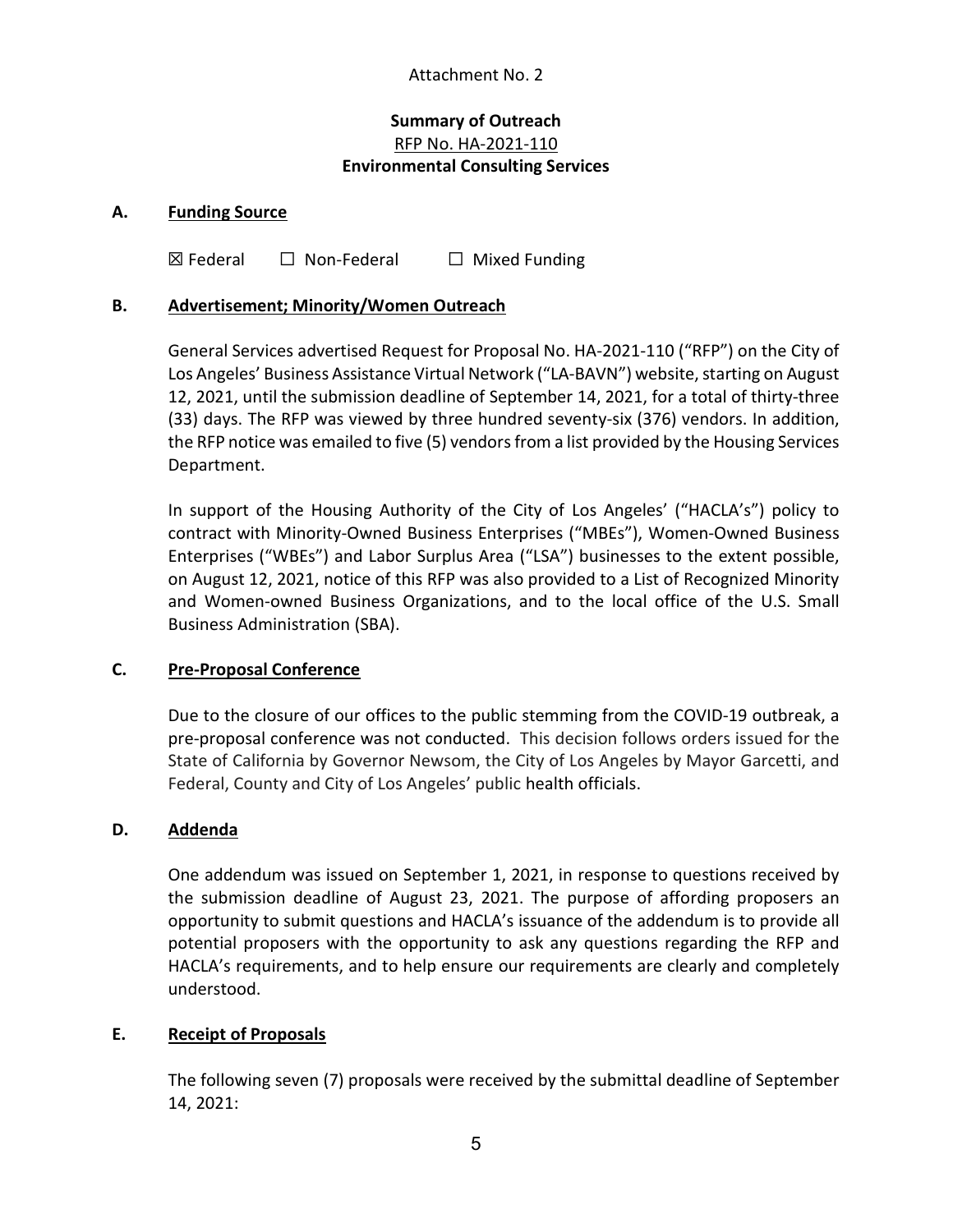Attachment No. 2

**Summary of Outreach**
RFP No. HA-2021-110
**Environmental Consulting Services**

**A. Funding Source**

☒ Federal ☐ Non-Federal ☐ Mixed Funding

**B. Advertisement; Minority/Women Outreach**

General Services advertised Request for Proposal No. HA-2021-110 ("RFP") on the City of Los Angeles' Business Assistance Virtual Network ("LA-BAVN") website, starting on August 12, 2021, until the submission deadline of September 14, 2021, for a total of thirty-three (33) days. The RFP was viewed by three hundred seventy-six (376) vendors. In addition, the RFP notice was emailed to five (5) vendors from a list provided by the Housing Services Department.

In support of the Housing Authority of the City of Los Angeles' ("HACLA's") policy to contract with Minority-Owned Business Enterprises ("MBEs"), Women-Owned Business Enterprises ("WBEs") and Labor Surplus Area ("LSA") businesses to the extent possible, on August 12, 2021, notice of this RFP was also provided to a List of Recognized Minority and Women-owned Business Organizations, and to the local office of the U.S. Small Business Administration (SBA).

**C. Pre-Proposal Conference**

Due to the closure of our offices to the public stemming from the COVID-19 outbreak, a pre-proposal conference was not conducted. This decision follows orders issued for the State of California by Governor Newsom, the City of Los Angeles by Mayor Garcetti, and Federal, County and City of Los Angeles' public health officials.

**D. Addenda**

One addendum was issued on September 1, 2021, in response to questions received by the submission deadline of August 23, 2021. The purpose of affording proposers an opportunity to submit questions and HACLA's issuance of the addendum is to provide all potential proposers with the opportunity to ask any questions regarding the RFP and HACLA's requirements, and to help ensure our requirements are clearly and completely understood.

**E. Receipt of Proposals**

The following seven (7) proposals were received by the submittal deadline of September 14, 2021: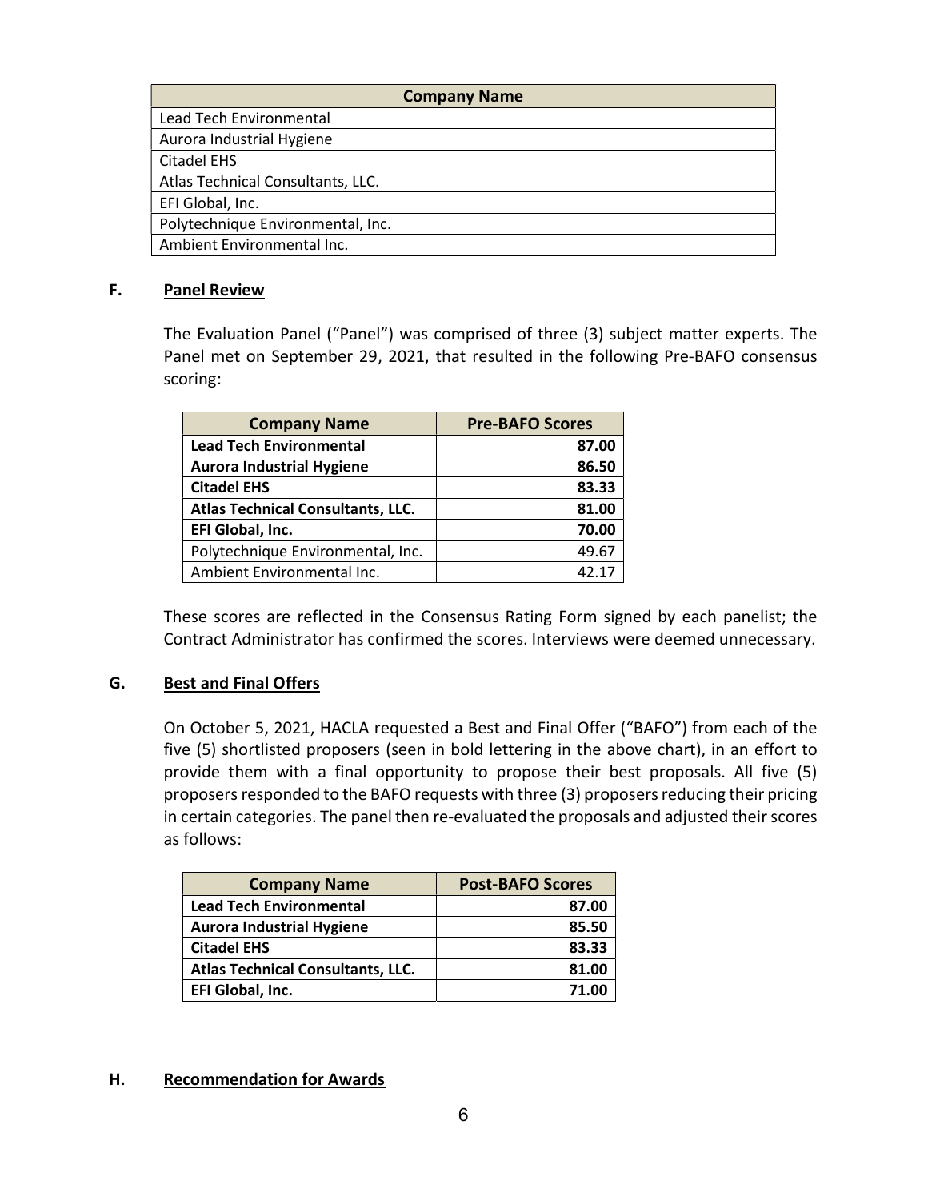| Company Name |
| --- |
| Lead Tech Environmental |
| Aurora Industrial Hygiene |
| Citadel EHS |
| Atlas Technical Consultants, LLC. |
| EFI Global, Inc. |
| Polytechnique Environmental, Inc. |
| Ambient Environmental Inc. |

### F. Panel Review

The Evaluation Panel ("Panel") was comprised of three (3) subject matter experts. The Panel met on September 29, 2021, that resulted in the following Pre-BAFO consensus scoring:

| Company Name | Pre-BAFO Scores |
| --- | ---: |
| **Lead Tech Environmental** | **87.00** |
| **Aurora Industrial Hygiene** | **86.50** |
| **Citadel EHS** | **83.33** |
| **Atlas Technical Consultants, LLC.** | **81.00** |
| **EFI Global, Inc.** | **70.00** |
| Polytechnique Environmental, Inc. | 49.67 |
| Ambient Environmental Inc. | 42.17 |

These scores are reflected in the Consensus Rating Form signed by each panelist; the Contract Administrator has confirmed the scores. Interviews were deemed unnecessary.

### G. Best and Final Offers

On October 5, 2021, HACLA requested a Best and Final Offer ("BAFO") from each of the five (5) shortlisted proposers (seen in bold lettering in the above chart), in an effort to provide them with a final opportunity to propose their best proposals. All five (5) proposers responded to the BAFO requests with three (3) proposers reducing their pricing in certain categories. The panel then re-evaluated the proposals and adjusted their scores as follows:

| Company Name | Post-BAFO Scores |
| --- | ---: |
| **Lead Tech Environmental** | **87.00** |
| **Aurora Industrial Hygiene** | **85.50** |
| **Citadel EHS** | **83.33** |
| **Atlas Technical Consultants, LLC.** | **81.00** |
| **EFI Global, Inc.** | **71.00** |

### H. Recommendation for Awards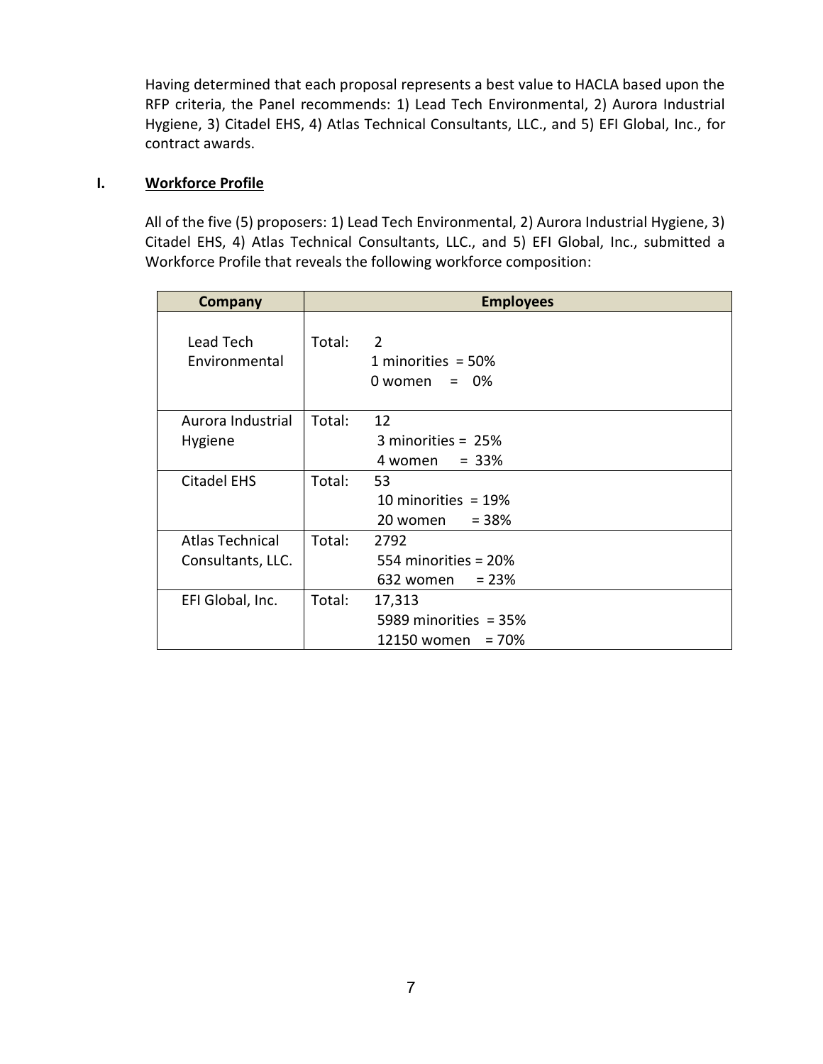Having determined that each proposal represents a best value to HACLA based upon the RFP criteria, the Panel recommends: 1) Lead Tech Environmental, 2) Aurora Industrial Hygiene, 3) Citadel EHS, 4) Atlas Technical Consultants, LLC., and 5) EFI Global, Inc., for contract awards.

## I. Workforce Profile

All of the five (5) proposers: 1) Lead Tech Environmental, 2) Aurora Industrial Hygiene, 3) Citadel EHS, 4) Atlas Technical Consultants, LLC., and 5) EFI Global, Inc., submitted a Workforce Profile that reveals the following workforce composition:

| Company | Employees |
|---|---|
| Lead Tech Environmental | Total: 2<br>1 minorities = 50%<br>0 women = 0% |
| Aurora Industrial Hygiene | Total: 12<br>3 minorities = 25%<br>4 women = 33% |
| Citadel EHS | Total: 53<br>10 minorities = 19%<br>20 women = 38% |
| Atlas Technical Consultants, LLC. | Total: 2792<br>554 minorities = 20%<br>632 women = 23% |
| EFI Global, Inc. | Total: 17,313<br>5989 minorities = 35%<br>12150 women = 70% |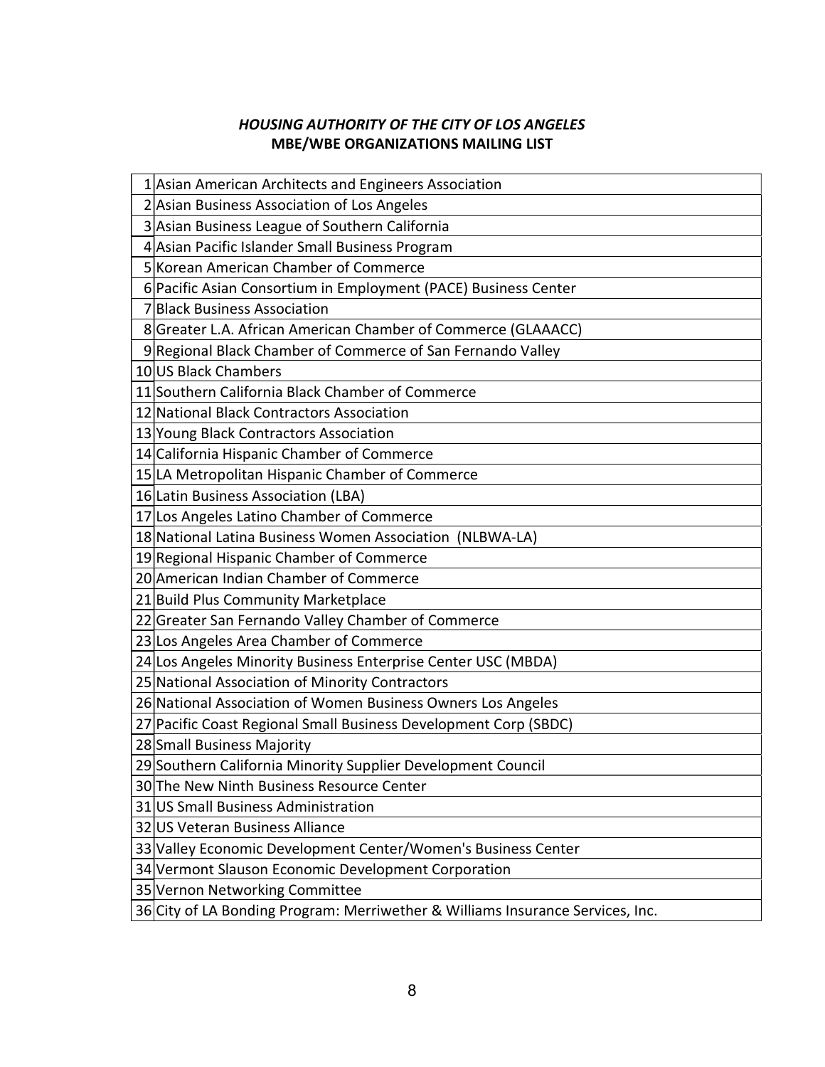***HOUSING AUTHORITY OF THE CITY OF LOS ANGELES***

**MBE/WBE ORGANIZATIONS MAILING LIST**

| | |
|---|---|
| 1 | Asian American Architects and Engineers Association |
| 2 | Asian Business Association of Los Angeles |
| 3 | Asian Business League of Southern California |
| 4 | Asian Pacific Islander Small Business Program |
| 5 | Korean American Chamber of Commerce |
| 6 | Pacific Asian Consortium in Employment (PACE) Business Center |
| 7 | Black Business Association |
| 8 | Greater L.A. African American Chamber of Commerce (GLAAACC) |
| 9 | Regional Black Chamber of Commerce of San Fernando Valley |
| 10 | US Black Chambers |
| 11 | Southern California Black Chamber of Commerce |
| 12 | National Black Contractors Association |
| 13 | Young Black Contractors Association |
| 14 | California Hispanic Chamber of Commerce |
| 15 | LA Metropolitan Hispanic Chamber of Commerce |
| 16 | Latin Business Association (LBA) |
| 17 | Los Angeles Latino Chamber of Commerce |
| 18 | National Latina Business Women Association (NLBWA-LA) |
| 19 | Regional Hispanic Chamber of Commerce |
| 20 | American Indian Chamber of Commerce |
| 21 | Build Plus Community Marketplace |
| 22 | Greater San Fernando Valley Chamber of Commerce |
| 23 | Los Angeles Area Chamber of Commerce |
| 24 | Los Angeles Minority Business Enterprise Center USC (MBDA) |
| 25 | National Association of Minority Contractors |
| 26 | National Association of Women Business Owners Los Angeles |
| 27 | Pacific Coast Regional Small Business Development Corp (SBDC) |
| 28 | Small Business Majority |
| 29 | Southern California Minority Supplier Development Council |
| 30 | The New Ninth Business Resource Center |
| 31 | US Small Business Administration |
| 32 | US Veteran Business Alliance |
| 33 | Valley Economic Development Center/Women's Business Center |
| 34 | Vermont Slauson Economic Development Corporation |
| 35 | Vernon Networking Committee |
| 36 | City of LA Bonding Program: Merriwether & Williams Insurance Services, Inc. |